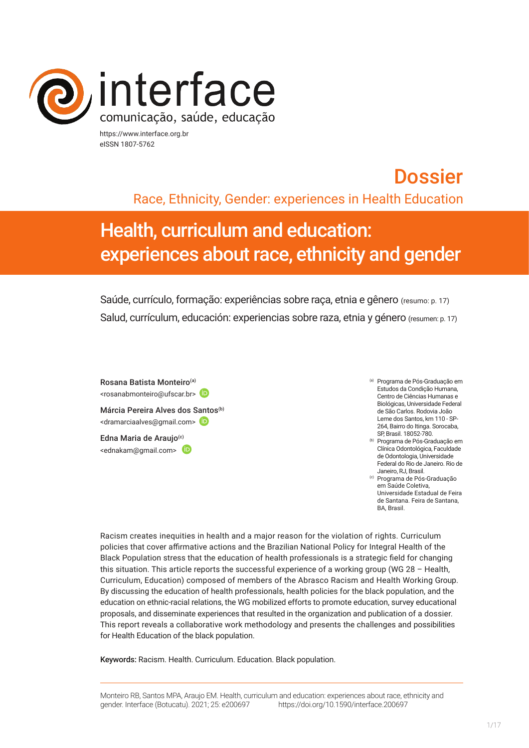interface
comunicação, saúde, educação

https://www.interface.org.br
eISSN 1807-5762

# Dossier

Race, Ethnicity, Gender: experiences in Health Education

# Health, curriculum and education: experiences about race, ethnicity and gender

Saúde, currículo, formação: experiências sobre raça, etnia e gênero (resumo: p. 17)

Salud, currículum, educación: experiencias sobre raza, etnia y género (resumen: p. 17)

**Rosana Batista Monteiro**[a]
<rosanabmonteiro@ufscar.br>

**Márcia Pereira Alves dos Santos**[b]
<dramarciaalves@gmail.com>

**Edna Maria de Araujo**[c]
<ednakam@gmail.com>

[a] Programa de Pós-Graduação em Estudos da Condição Humana, Centro de Ciências Humanas e Biológicas, Universidade Federal de São Carlos. Rodovia João Leme dos Santos, km 110 - SP-264, Bairro do Itinga. Sorocaba, SP, Brasil. 18052-780.

[b] Programa de Pós-Graduação em Clínica Odontológica, Faculdade de Odontologia, Universidade Federal do Rio de Janeiro. Rio de Janeiro, RJ, Brasil.

[c] Programa de Pós-Graduação em Saúde Coletiva, Universidade Estadual de Feira de Santana. Feira de Santana, BA, Brasil.

Racism creates inequities in health and a major reason for the violation of rights. Curriculum policies that cover affirmative actions and the Brazilian National Policy for Integral Health of the Black Population stress that the education of health professionals is a strategic field for changing this situation. This article reports the successful experience of a working group (WG 28 – Health, Curriculum, Education) composed of members of the Abrasco Racism and Health Working Group. By discussing the education of health professionals, health policies for the black population, and the education on ethnic-racial relations, the WG mobilized efforts to promote education, survey educational proposals, and disseminate experiences that resulted in the organization and publication of a dossier. This report reveals a collaborative work methodology and presents the challenges and possibilities for Health Education of the black population.

**Keywords:** Racism. Health. Curriculum. Education. Black population.

Monteiro RB, Santos MPA, Araujo EM. Health, curriculum and education: experiences about race, ethnicity and gender. Interface (Botucatu). 2021; 25: e200697 https://doi.org/10.1590/interface.200697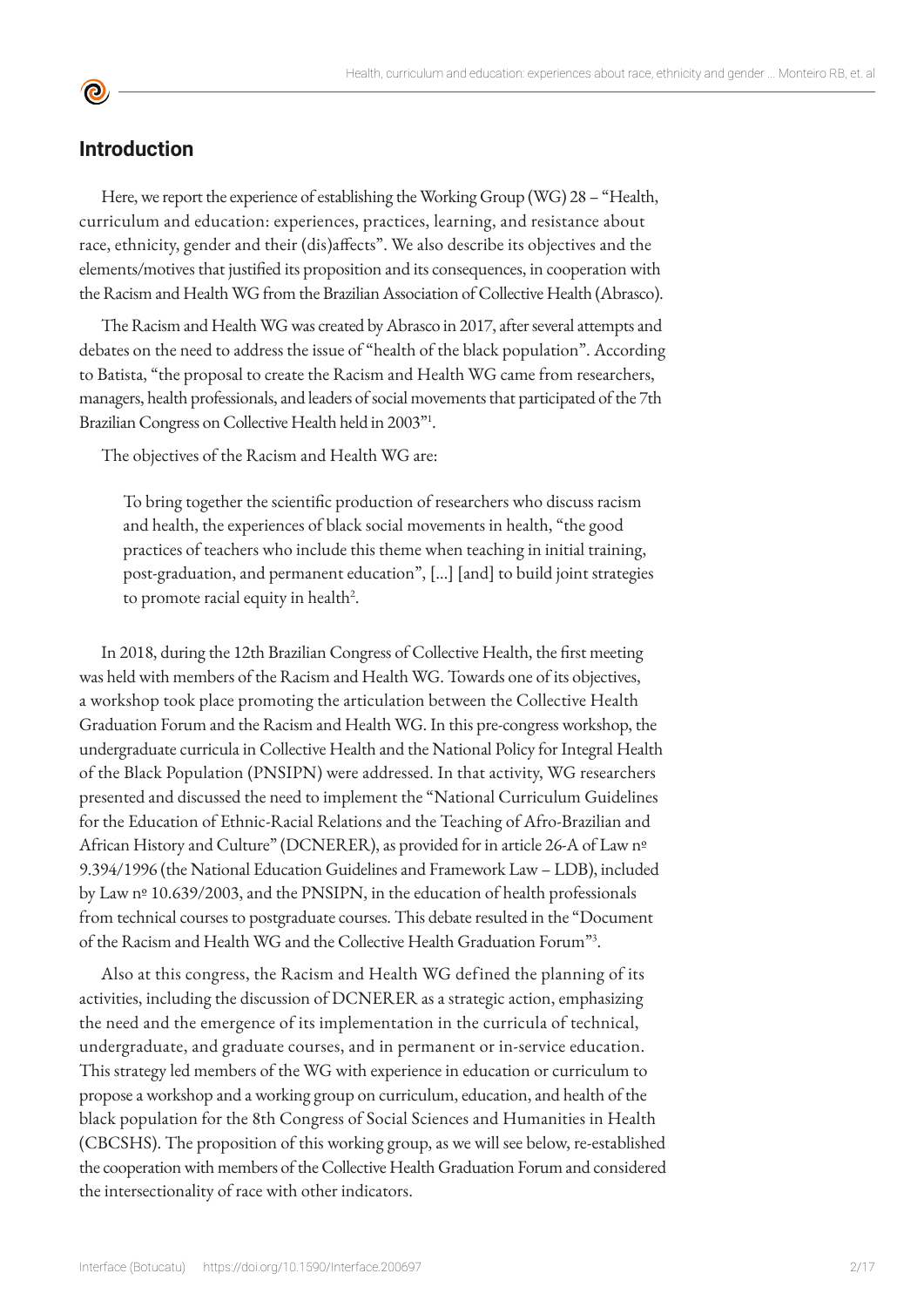## Introduction

Here, we report the experience of establishing the Working Group (WG) 28 – "Health, curriculum and education: experiences, practices, learning, and resistance about race, ethnicity, gender and their (dis)affects". We also describe its objectives and the elements/motives that justified its proposition and its consequences, in cooperation with the Racism and Health WG from the Brazilian Association of Collective Health (Abrasco).

The Racism and Health WG was created by Abrasco in 2017, after several attempts and debates on the need to address the issue of "health of the black population". According to Batista, "the proposal to create the Racism and Health WG came from researchers, managers, health professionals, and leaders of social movements that participated of the 7th Brazilian Congress on Collective Health held in 2003"[1].

The objectives of the Racism and Health WG are:

> To bring together the scientific production of researchers who discuss racism and health, the experiences of black social movements in health, "the good practices of teachers who include this theme when teaching in initial training, post-graduation, and permanent education", [...] [and] to build joint strategies to promote racial equity in health[2].

In 2018, during the 12th Brazilian Congress of Collective Health, the first meeting was held with members of the Racism and Health WG. Towards one of its objectives, a workshop took place promoting the articulation between the Collective Health Graduation Forum and the Racism and Health WG. In this pre-congress workshop, the undergraduate curricula in Collective Health and the National Policy for Integral Health of the Black Population (PNSIPN) were addressed. In that activity, WG researchers presented and discussed the need to implement the "National Curriculum Guidelines for the Education of Ethnic-Racial Relations and the Teaching of Afro-Brazilian and African History and Culture" (DCNERER), as provided for in article 26-A of Law nº 9.394/1996 (the National Education Guidelines and Framework Law – LDB), included by Law nº 10.639/2003, and the PNSIPN, in the education of health professionals from technical courses to postgraduate courses. This debate resulted in the "Document of the Racism and Health WG and the Collective Health Graduation Forum"[3].

Also at this congress, the Racism and Health WG defined the planning of its activities, including the discussion of DCNERER as a strategic action, emphasizing the need and the emergence of its implementation in the curricula of technical, undergraduate, and graduate courses, and in permanent or in-service education. This strategy led members of the WG with experience in education or curriculum to propose a workshop and a working group on curriculum, education, and health of the black population for the 8th Congress of Social Sciences and Humanities in Health (CBCSHS). The proposition of this working group, as we will see below, re-established the cooperation with members of the Collective Health Graduation Forum and considered the intersectionality of race with other indicators.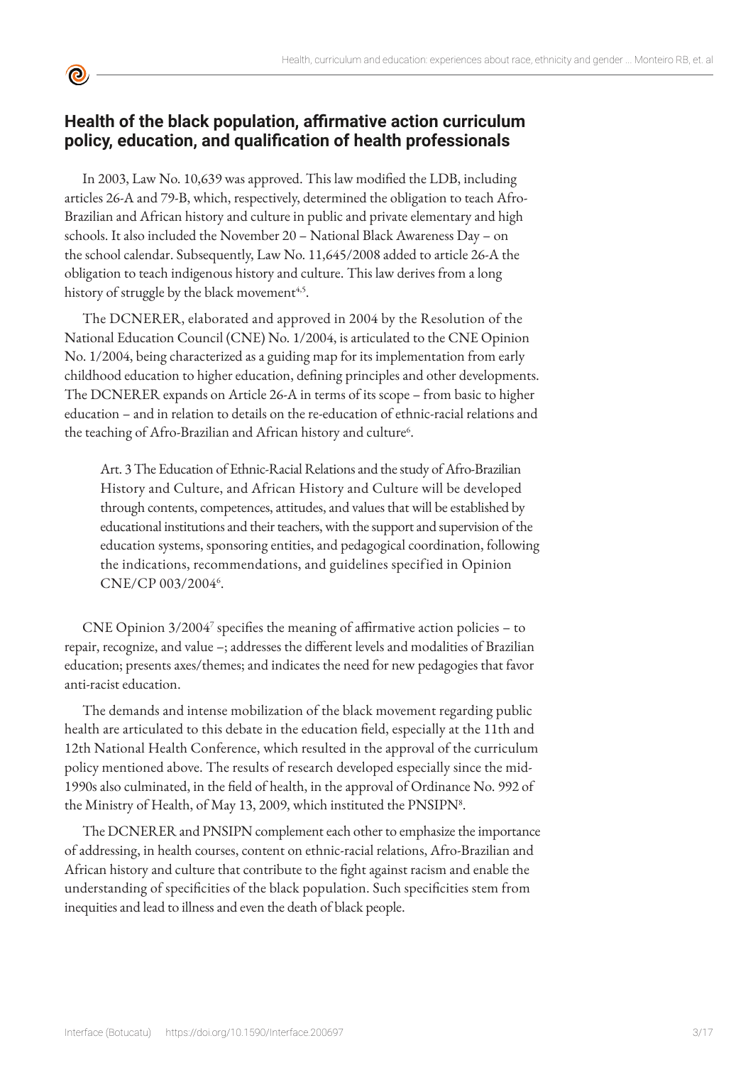## Health of the black population, affirmative action curriculum policy, education, and qualification of health professionals

In 2003, Law No. 10,639 was approved. This law modified the LDB, including articles 26-A and 79-B, which, respectively, determined the obligation to teach Afro-Brazilian and African history and culture in public and private elementary and high schools. It also included the November 20 – National Black Awareness Day – on the school calendar. Subsequently, Law No. 11,645/2008 added to article 26-A the obligation to teach indigenous history and culture. This law derives from a long history of struggle by the black movement[4,5].

The DCNERER, elaborated and approved in 2004 by the Resolution of the National Education Council (CNE) No. 1/2004, is articulated to the CNE Opinion No. 1/2004, being characterized as a guiding map for its implementation from early childhood education to higher education, defining principles and other developments. The DCNERER expands on Article 26-A in terms of its scope – from basic to higher education – and in relation to details on the re-education of ethnic-racial relations and the teaching of Afro-Brazilian and African history and culture[6].

> Art. 3 The Education of Ethnic-Racial Relations and the study of Afro-Brazilian History and Culture, and African History and Culture will be developed through contents, competences, attitudes, and values that will be established by educational institutions and their teachers, with the support and supervision of the education systems, sponsoring entities, and pedagogical coordination, following the indications, recommendations, and guidelines specified in Opinion CNE/CP 003/2004[6].

CNE Opinion 3/2004[7] specifies the meaning of affirmative action policies – to repair, recognize, and value –; addresses the different levels and modalities of Brazilian education; presents axes/themes; and indicates the need for new pedagogies that favor anti-racist education.

The demands and intense mobilization of the black movement regarding public health are articulated to this debate in the education field, especially at the 11th and 12th National Health Conference, which resulted in the approval of the curriculum policy mentioned above. The results of research developed especially since the mid-1990s also culminated, in the field of health, in the approval of Ordinance No. 992 of the Ministry of Health, of May 13, 2009, which instituted the PNSIPN[8].

The DCNERER and PNSIPN complement each other to emphasize the importance of addressing, in health courses, content on ethnic-racial relations, Afro-Brazilian and African history and culture that contribute to the fight against racism and enable the understanding of specificities of the black population. Such specificities stem from inequities and lead to illness and even the death of black people.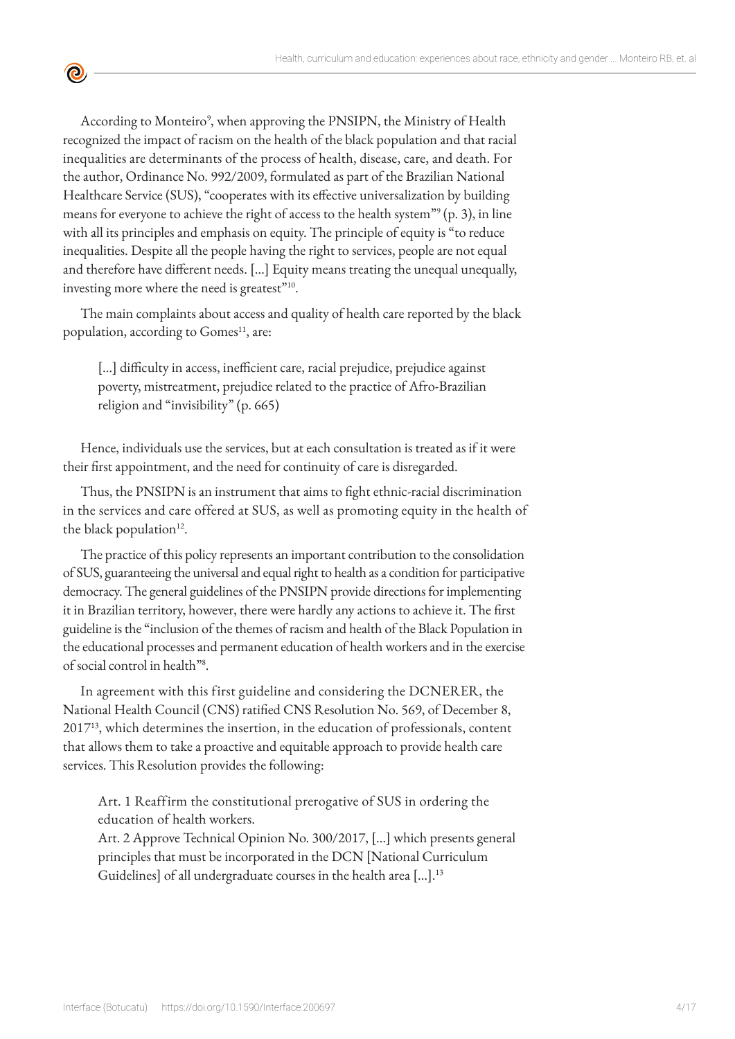According to Monteiro[9], when approving the PNSIPN, the Ministry of Health recognized the impact of racism on the health of the black population and that racial inequalities are determinants of the process of health, disease, care, and death. For the author, Ordinance No. 992/2009, formulated as part of the Brazilian National Healthcare Service (SUS), "cooperates with its effective universalization by building means for everyone to achieve the right of access to the health system"[9] (p. 3), in line with all its principles and emphasis on equity. The principle of equity is "to reduce inequalities. Despite all the people having the right to services, people are not equal and therefore have different needs. [...] Equity means treating the unequal unequally, investing more where the need is greatest"[10].

The main complaints about access and quality of health care reported by the black population, according to Gomes[11], are:

> [...] difficulty in access, inefficient care, racial prejudice, prejudice against poverty, mistreatment, prejudice related to the practice of Afro-Brazilian religion and "invisibility" (p. 665)

Hence, individuals use the services, but at each consultation is treated as if it were their first appointment, and the need for continuity of care is disregarded.

Thus, the PNSIPN is an instrument that aims to fight ethnic-racial discrimination in the services and care offered at SUS, as well as promoting equity in the health of the black population[12].

The practice of this policy represents an important contribution to the consolidation of SUS, guaranteeing the universal and equal right to health as a condition for participative democracy. The general guidelines of the PNSIPN provide directions for implementing it in Brazilian territory, however, there were hardly any actions to achieve it. The first guideline is the "inclusion of the themes of racism and health of the Black Population in the educational processes and permanent education of health workers and in the exercise of social control in health"[8].

In agreement with this first guideline and considering the DCNERER, the National Health Council (CNS) ratified CNS Resolution No. 569, of December 8, 2017[13], which determines the insertion, in the education of professionals, content that allows them to take a proactive and equitable approach to provide health care services. This Resolution provides the following:

> Art. 1 Reaffirm the constitutional prerogative of SUS in ordering the education of health workers.
> Art. 2 Approve Technical Opinion No. 300/2017, [...] which presents general principles that must be incorporated in the DCN [National Curriculum Guidelines] of all undergraduate courses in the health area [...].[13]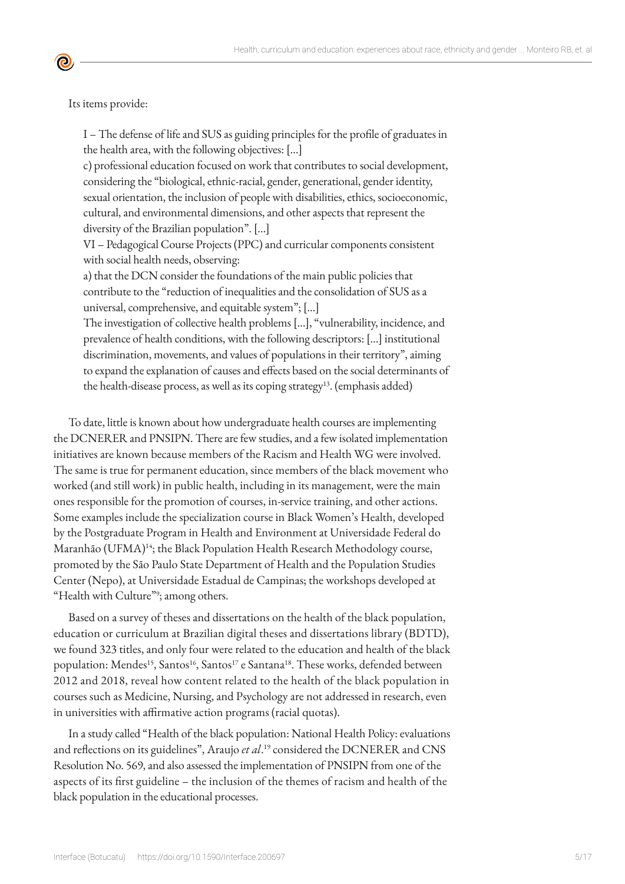Its items provide:

> I – The defense of life and SUS as guiding principles for the profile of graduates in the health area, with the following objectives: [...]
> c) professional education focused on work that contributes to social development, considering the "biological, ethnic-racial, gender, generational, gender identity, sexual orientation, the inclusion of people with disabilities, ethics, socioeconomic, cultural, and environmental dimensions, and other aspects that represent the diversity of the Brazilian population". [...]
> VI – Pedagogical Course Projects (PPC) and curricular components consistent with social health needs, observing:
> a) that the DCN consider the foundations of the main public policies that contribute to the "reduction of inequalities and the consolidation of SUS as a universal, comprehensive, and equitable system"; [...]
> The investigation of collective health problems [...], "vulnerability, incidence, and prevalence of health conditions, with the following descriptors: [...] institutional discrimination, movements, and values of populations in their territory", aiming to expand the explanation of causes and effects based on the social determinants of the health-disease process, as well as its coping strategy[13]. (emphasis added)

To date, little is known about how undergraduate health courses are implementing the DCNERER and PNSIPN. There are few studies, and a few isolated implementation initiatives are known because members of the Racism and Health WG were involved. The same is true for permanent education, since members of the black movement who worked (and still work) in public health, including in its management, were the main ones responsible for the promotion of courses, in-service training, and other actions. Some examples include the specialization course in Black Women's Health, developed by the Postgraduate Program in Health and Environment at Universidade Federal do Maranhão (UFMA)[14]; the Black Population Health Research Methodology course, promoted by the São Paulo State Department of Health and the Population Studies Center (Nepo), at Universidade Estadual de Campinas; the workshops developed at "Health with Culture"[9]; among others.

Based on a survey of theses and dissertations on the health of the black population, education or curriculum at Brazilian digital theses and dissertations library (BDTD), we found 323 titles, and only four were related to the education and health of the black population: Mendes[15], Santos[16], Santos[17] e Santana[18]. These works, defended between 2012 and 2018, reveal how content related to the health of the black population in courses such as Medicine, Nursing, and Psychology are not addressed in research, even in universities with affirmative action programs (racial quotas).

In a study called "Health of the black population: National Health Policy: evaluations and reflections on its guidelines", Araujo *et al*.[19] considered the DCNERER and CNS Resolution No. 569, and also assessed the implementation of PNSIPN from one of the aspects of its first guideline – the inclusion of the themes of racism and health of the black population in the educational processes.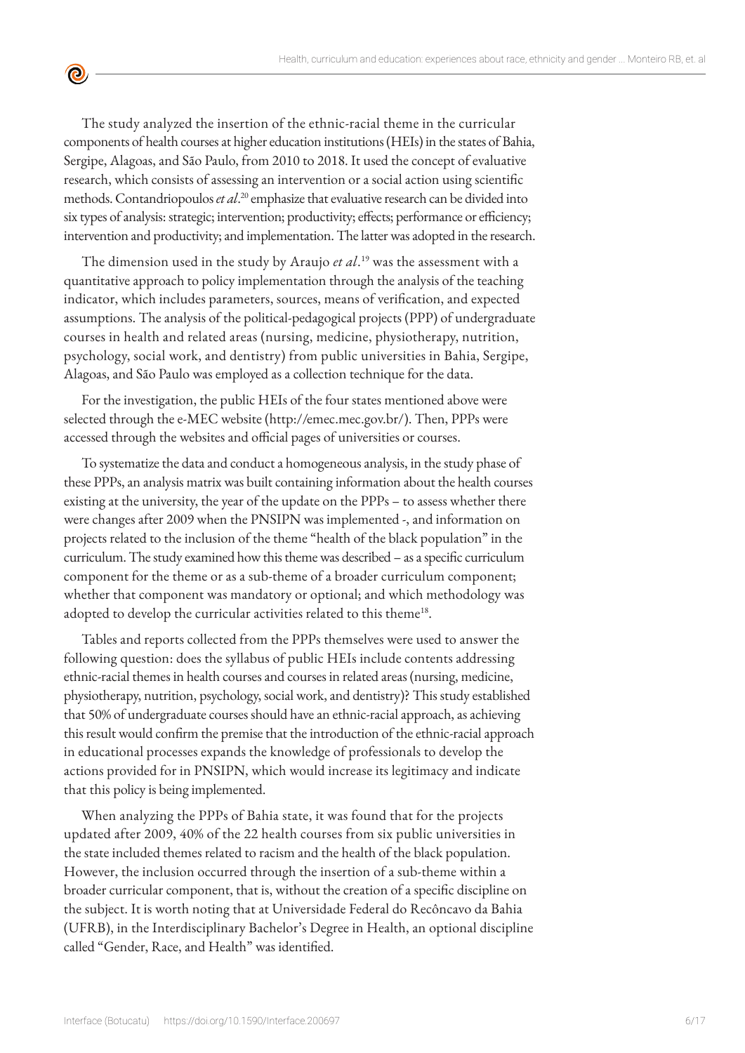The study analyzed the insertion of the ethnic-racial theme in the curricular components of health courses at higher education institutions (HEIs) in the states of Bahia, Sergipe, Alagoas, and São Paulo, from 2010 to 2018. It used the concept of evaluative research, which consists of assessing an intervention or a social action using scientific methods. Contandriopoulos *et al*.[20] emphasize that evaluative research can be divided into six types of analysis: strategic; intervention; productivity; effects; performance or efficiency; intervention and productivity; and implementation. The latter was adopted in the research.

The dimension used in the study by Araujo *et al*.[19] was the assessment with a quantitative approach to policy implementation through the analysis of the teaching indicator, which includes parameters, sources, means of verification, and expected assumptions. The analysis of the political-pedagogical projects (PPP) of undergraduate courses in health and related areas (nursing, medicine, physiotherapy, nutrition, psychology, social work, and dentistry) from public universities in Bahia, Sergipe, Alagoas, and São Paulo was employed as a collection technique for the data.

For the investigation, the public HEIs of the four states mentioned above were selected through the e-MEC website (http://emec.mec.gov.br/). Then, PPPs were accessed through the websites and official pages of universities or courses.

To systematize the data and conduct a homogeneous analysis, in the study phase of these PPPs, an analysis matrix was built containing information about the health courses existing at the university, the year of the update on the PPPs – to assess whether there were changes after 2009 when the PNSIPN was implemented -, and information on projects related to the inclusion of the theme "health of the black population" in the curriculum. The study examined how this theme was described – as a specific curriculum component for the theme or as a sub-theme of a broader curriculum component; whether that component was mandatory or optional; and which methodology was adopted to develop the curricular activities related to this theme[18].

Tables and reports collected from the PPPs themselves were used to answer the following question: does the syllabus of public HEIs include contents addressing ethnic-racial themes in health courses and courses in related areas (nursing, medicine, physiotherapy, nutrition, psychology, social work, and dentistry)? This study established that 50% of undergraduate courses should have an ethnic-racial approach, as achieving this result would confirm the premise that the introduction of the ethnic-racial approach in educational processes expands the knowledge of professionals to develop the actions provided for in PNSIPN, which would increase its legitimacy and indicate that this policy is being implemented.

When analyzing the PPPs of Bahia state, it was found that for the projects updated after 2009, 40% of the 22 health courses from six public universities in the state included themes related to racism and the health of the black population. However, the inclusion occurred through the insertion of a sub-theme within a broader curricular component, that is, without the creation of a specific discipline on the subject. It is worth noting that at Universidade Federal do Recôncavo da Bahia (UFRB), in the Interdisciplinary Bachelor's Degree in Health, an optional discipline called "Gender, Race, and Health" was identified.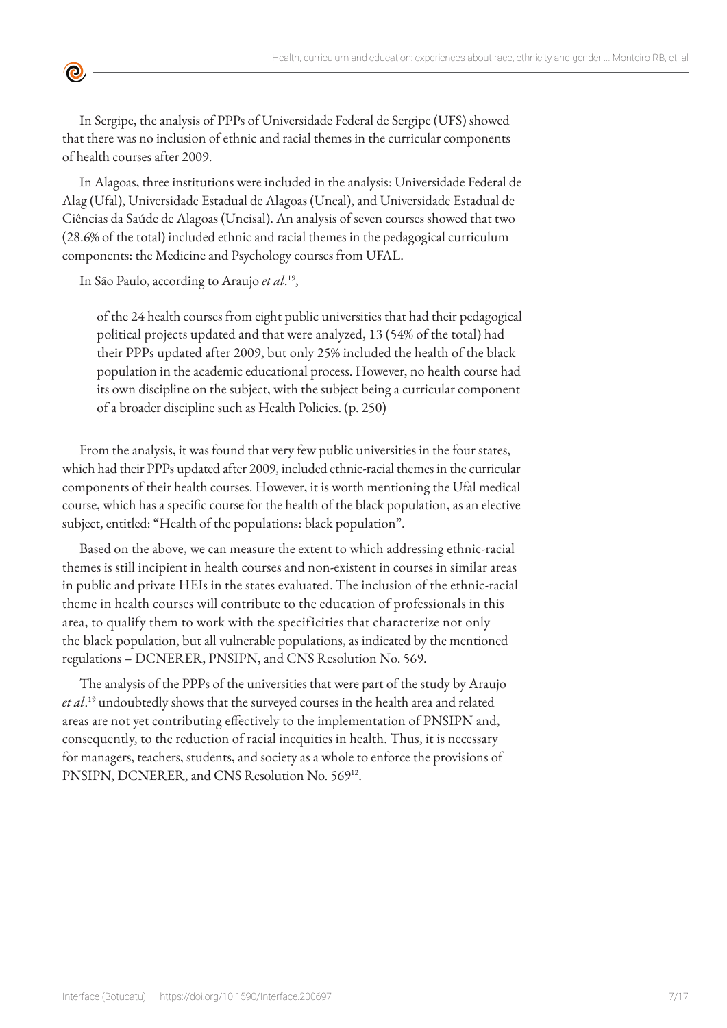In Sergipe, the analysis of PPPs of Universidade Federal de Sergipe (UFS) showed that there was no inclusion of ethnic and racial themes in the curricular components of health courses after 2009.

In Alagoas, three institutions were included in the analysis: Universidade Federal de Alag (Ufal), Universidade Estadual de Alagoas (Uneal), and Universidade Estadual de Ciências da Saúde de Alagoas (Uncisal). An analysis of seven courses showed that two (28.6% of the total) included ethnic and racial themes in the pedagogical curriculum components: the Medicine and Psychology courses from UFAL.

In São Paulo, according to Araujo *et al*.[19],

> of the 24 health courses from eight public universities that had their pedagogical political projects updated and that were analyzed, 13 (54% of the total) had their PPPs updated after 2009, but only 25% included the health of the black population in the academic educational process. However, no health course had its own discipline on the subject, with the subject being a curricular component of a broader discipline such as Health Policies. (p. 250)

From the analysis, it was found that very few public universities in the four states, which had their PPPs updated after 2009, included ethnic-racial themes in the curricular components of their health courses. However, it is worth mentioning the Ufal medical course, which has a specific course for the health of the black population, as an elective subject, entitled: "Health of the populations: black population".

Based on the above, we can measure the extent to which addressing ethnic-racial themes is still incipient in health courses and non-existent in courses in similar areas in public and private HEIs in the states evaluated. The inclusion of the ethnic-racial theme in health courses will contribute to the education of professionals in this area, to qualify them to work with the specificities that characterize not only the black population, but all vulnerable populations, as indicated by the mentioned regulations – DCNERER, PNSIPN, and CNS Resolution No. 569.

The analysis of the PPPs of the universities that were part of the study by Araujo *et al*.[19] undoubtedly shows that the surveyed courses in the health area and related areas are not yet contributing effectively to the implementation of PNSIPN and, consequently, to the reduction of racial inequities in health. Thus, it is necessary for managers, teachers, students, and society as a whole to enforce the provisions of PNSIPN, DCNERER, and CNS Resolution No. 569[12].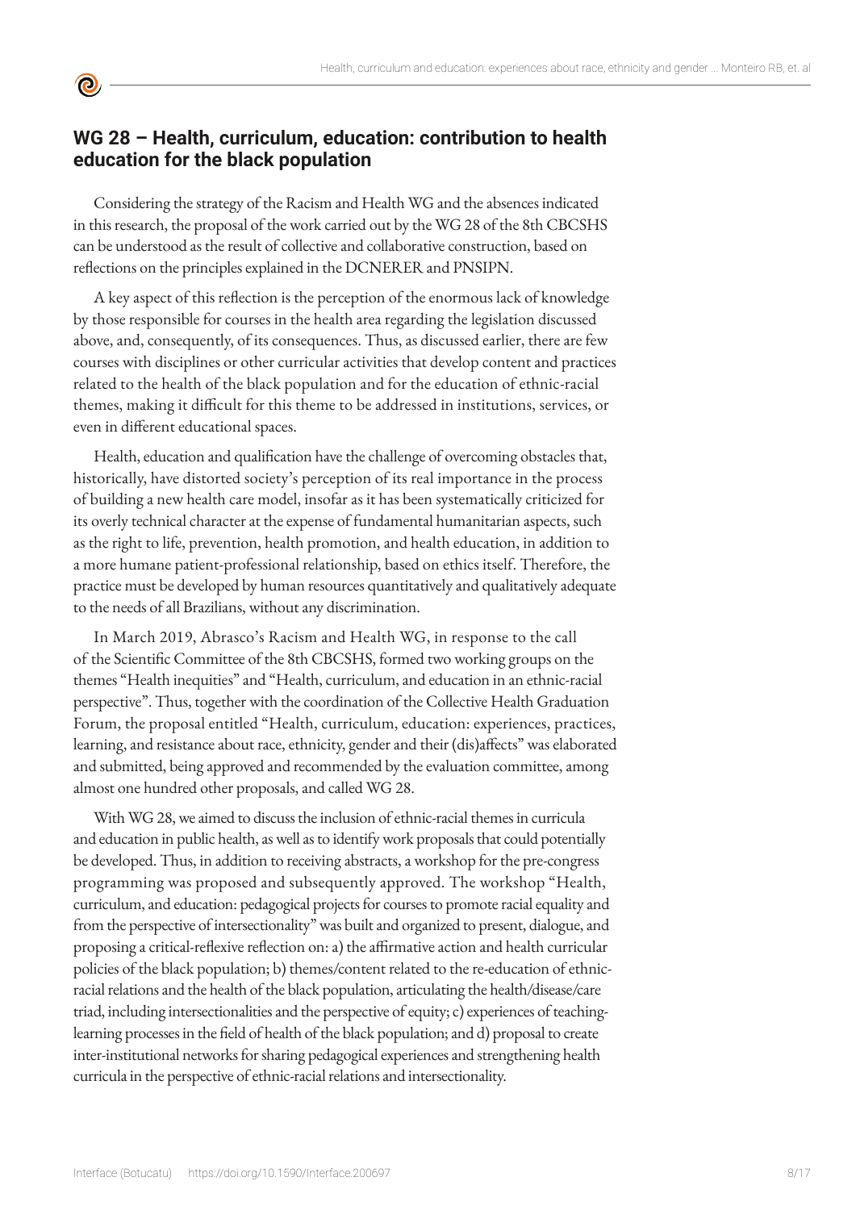## WG 28 – Health, curriculum, education: contribution to health education for the black population

Considering the strategy of the Racism and Health WG and the absences indicated in this research, the proposal of the work carried out by the WG 28 of the 8th CBCSHS can be understood as the result of collective and collaborative construction, based on reflections on the principles explained in the DCNERER and PNSIPN.

A key aspect of this reflection is the perception of the enormous lack of knowledge by those responsible for courses in the health area regarding the legislation discussed above, and, consequently, of its consequences. Thus, as discussed earlier, there are few courses with disciplines or other curricular activities that develop content and practices related to the health of the black population and for the education of ethnic-racial themes, making it difficult for this theme to be addressed in institutions, services, or even in different educational spaces.

Health, education and qualification have the challenge of overcoming obstacles that, historically, have distorted society's perception of its real importance in the process of building a new health care model, insofar as it has been systematically criticized for its overly technical character at the expense of fundamental humanitarian aspects, such as the right to life, prevention, health promotion, and health education, in addition to a more humane patient-professional relationship, based on ethics itself. Therefore, the practice must be developed by human resources quantitatively and qualitatively adequate to the needs of all Brazilians, without any discrimination.

In March 2019, Abrasco's Racism and Health WG, in response to the call of the Scientific Committee of the 8th CBCSHS, formed two working groups on the themes "Health inequities" and "Health, curriculum, and education in an ethnic-racial perspective". Thus, together with the coordination of the Collective Health Graduation Forum, the proposal entitled "Health, curriculum, education: experiences, practices, learning, and resistance about race, ethnicity, gender and their (dis)affects" was elaborated and submitted, being approved and recommended by the evaluation committee, among almost one hundred other proposals, and called WG 28.

With WG 28, we aimed to discuss the inclusion of ethnic-racial themes in curricula and education in public health, as well as to identify work proposals that could potentially be developed. Thus, in addition to receiving abstracts, a workshop for the pre-congress programming was proposed and subsequently approved. The workshop "Health, curriculum, and education: pedagogical projects for courses to promote racial equality and from the perspective of intersectionality" was built and organized to present, dialogue, and proposing a critical-reflexive reflection on: a) the affirmative action and health curricular policies of the black population; b) themes/content related to the re-education of ethnic-racial relations and the health of the black population, articulating the health/disease/care triad, including intersectionalities and the perspective of equity; c) experiences of teaching-learning processes in the field of health of the black population; and d) proposal to create inter-institutional networks for sharing pedagogical experiences and strengthening health curricula in the perspective of ethnic-racial relations and intersectionality.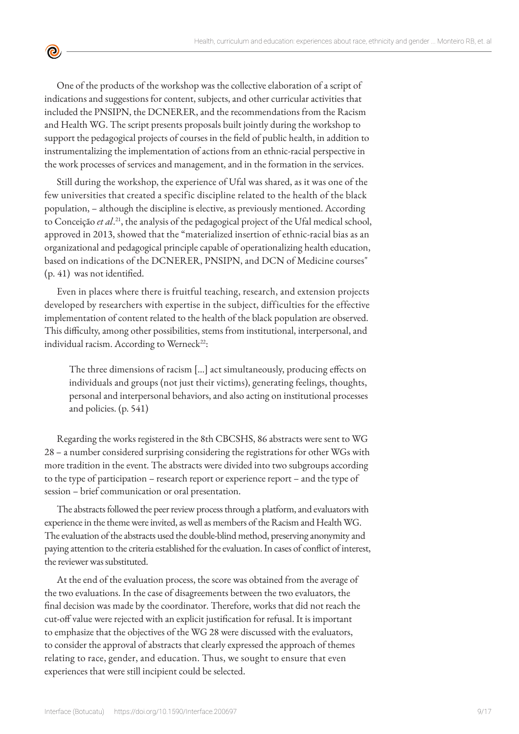One of the products of the workshop was the collective elaboration of a script of indications and suggestions for content, subjects, and other curricular activities that included the PNSIPN, the DCNERER, and the recommendations from the Racism and Health WG. The script presents proposals built jointly during the workshop to support the pedagogical projects of courses in the field of public health, in addition to instrumentalizing the implementation of actions from an ethnic-racial perspective in the work processes of services and management, and in the formation in the services.

Still during the workshop, the experience of Ufal was shared, as it was one of the few universities that created a specific discipline related to the health of the black population, – although the discipline is elective, as previously mentioned. According to Conceição *et al*.[21], the analysis of the pedagogical project of the Ufal medical school, approved in 2013, showed that the "materialized insertion of ethnic-racial bias as an organizational and pedagogical principle capable of operationalizing health education, based on indications of the DCNERER, PNSIPN, and DCN of Medicine courses" (p. 41) was not identified.

Even in places where there is fruitful teaching, research, and extension projects developed by researchers with expertise in the subject, difficulties for the effective implementation of content related to the health of the black population are observed. This difficulty, among other possibilities, stems from institutional, interpersonal, and individual racism. According to Werneck[22]:

> The three dimensions of racism [...] act simultaneously, producing effects on individuals and groups (not just their victims), generating feelings, thoughts, personal and interpersonal behaviors, and also acting on institutional processes and policies. (p. 541)

Regarding the works registered in the 8th CBCSHS, 86 abstracts were sent to WG 28 – a number considered surprising considering the registrations for other WGs with more tradition in the event. The abstracts were divided into two subgroups according to the type of participation – research report or experience report – and the type of session – brief communication or oral presentation.

The abstracts followed the peer review process through a platform, and evaluators with experience in the theme were invited, as well as members of the Racism and Health WG. The evaluation of the abstracts used the double-blind method, preserving anonymity and paying attention to the criteria established for the evaluation. In cases of conflict of interest, the reviewer was substituted.

At the end of the evaluation process, the score was obtained from the average of the two evaluations. In the case of disagreements between the two evaluators, the final decision was made by the coordinator. Therefore, works that did not reach the cut-off value were rejected with an explicit justification for refusal. It is important to emphasize that the objectives of the WG 28 were discussed with the evaluators, to consider the approval of abstracts that clearly expressed the approach of themes relating to race, gender, and education. Thus, we sought to ensure that even experiences that were still incipient could be selected.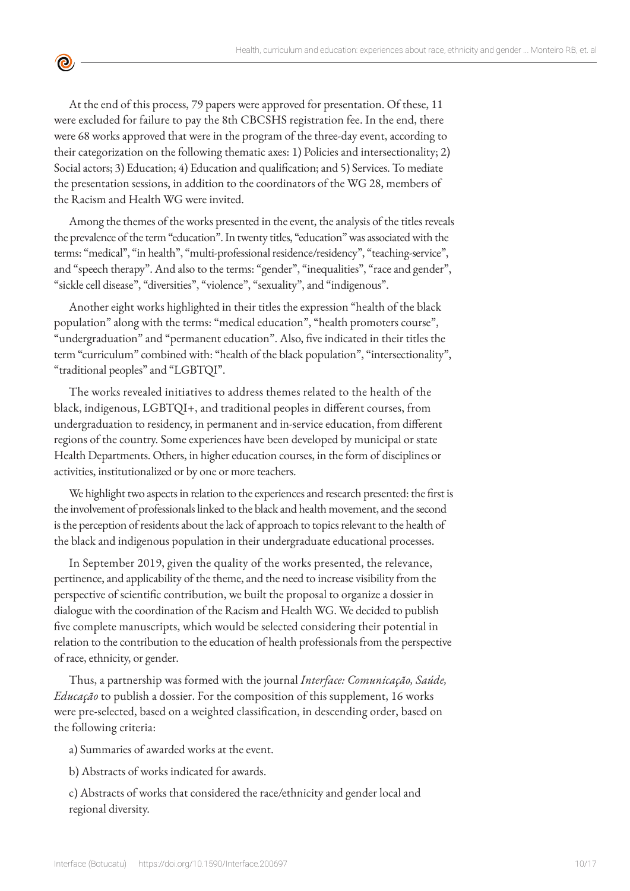At the end of this process, 79 papers were approved for presentation. Of these, 11 were excluded for failure to pay the 8th CBCSHS registration fee. In the end, there were 68 works approved that were in the program of the three-day event, according to their categorization on the following thematic axes: 1) Policies and intersectionality; 2) Social actors; 3) Education; 4) Education and qualification; and 5) Services. To mediate the presentation sessions, in addition to the coordinators of the WG 28, members of the Racism and Health WG were invited.

Among the themes of the works presented in the event, the analysis of the titles reveals the prevalence of the term "education". In twenty titles, "education" was associated with the terms: "medical", "in health", "multi-professional residence/residency", "teaching-service", and "speech therapy". And also to the terms: "gender", "inequalities", "race and gender", "sickle cell disease", "diversities", "violence", "sexuality", and "indigenous".

Another eight works highlighted in their titles the expression "health of the black population" along with the terms: "medical education", "health promoters course", "undergraduation" and "permanent education". Also, five indicated in their titles the term "curriculum" combined with: "health of the black population", "intersectionality", "traditional peoples" and "LGBTQI".

The works revealed initiatives to address themes related to the health of the black, indigenous, LGBTQI+, and traditional peoples in different courses, from undergraduation to residency, in permanent and in-service education, from different regions of the country. Some experiences have been developed by municipal or state Health Departments. Others, in higher education courses, in the form of disciplines or activities, institutionalized or by one or more teachers.

We highlight two aspects in relation to the experiences and research presented: the first is the involvement of professionals linked to the black and health movement, and the second is the perception of residents about the lack of approach to topics relevant to the health of the black and indigenous population in their undergraduate educational processes.

In September 2019, given the quality of the works presented, the relevance, pertinence, and applicability of the theme, and the need to increase visibility from the perspective of scientific contribution, we built the proposal to organize a dossier in dialogue with the coordination of the Racism and Health WG. We decided to publish five complete manuscripts, which would be selected considering their potential in relation to the contribution to the education of health professionals from the perspective of race, ethnicity, or gender.

Thus, a partnership was formed with the journal *Interface: Comunicação, Saúde, Educação* to publish a dossier. For the composition of this supplement, 16 works were pre-selected, based on a weighted classification, in descending order, based on the following criteria:

a) Summaries of awarded works at the event.

b) Abstracts of works indicated for awards.

c) Abstracts of works that considered the race/ethnicity and gender local and regional diversity.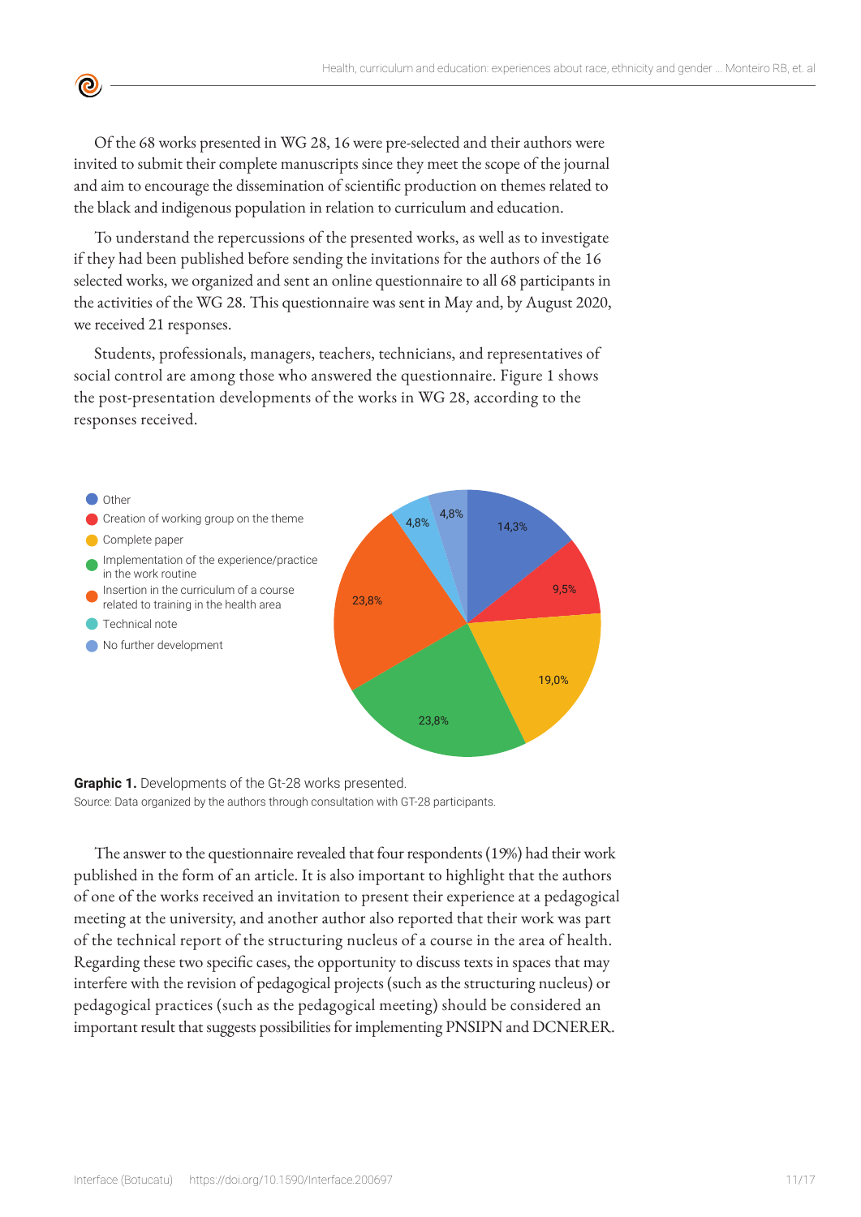Of the 68 works presented in WG 28, 16 were pre-selected and their authors were invited to submit their complete manuscripts since they meet the scope of the journal and aim to encourage the dissemination of scientific production on themes related to the black and indigenous population in relation to curriculum and education.

To understand the repercussions of the presented works, as well as to investigate if they had been published before sending the invitations for the authors of the 16 selected works, we organized and sent an online questionnaire to all 68 participants in the activities of the WG 28. This questionnaire was sent in May and, by August 2020, we received 21 responses.

Students, professionals, managers, teachers, technicians, and representatives of social control are among those who answered the questionnaire. Figure 1 shows the post-presentation developments of the works in WG 28, according to the responses received.

- Other
- Creation of working group on the theme
- Complete paper
- Implementation of the experience/practice in the work routine
- Insertion in the curriculum of a course related to training in the health area
- Technical note
- No further development

14,3% · 9,5% · 19,0% · 23,8% · 23,8% · 4,8% · 4,8%

**Graphic 1.** Developments of the Gt-28 works presented.
Source: Data organized by the authors through consultation with GT-28 participants.

The answer to the questionnaire revealed that four respondents (19%) had their work published in the form of an article. It is also important to highlight that the authors of one of the works received an invitation to present their experience at a pedagogical meeting at the university, and another author also reported that their work was part of the technical report of the structuring nucleus of a course in the area of health. Regarding these two specific cases, the opportunity to discuss texts in spaces that may interfere with the revision of pedagogical projects (such as the structuring nucleus) or pedagogical practices (such as the pedagogical meeting) should be considered an important result that suggests possibilities for implementing PNSIPN and DCNERER.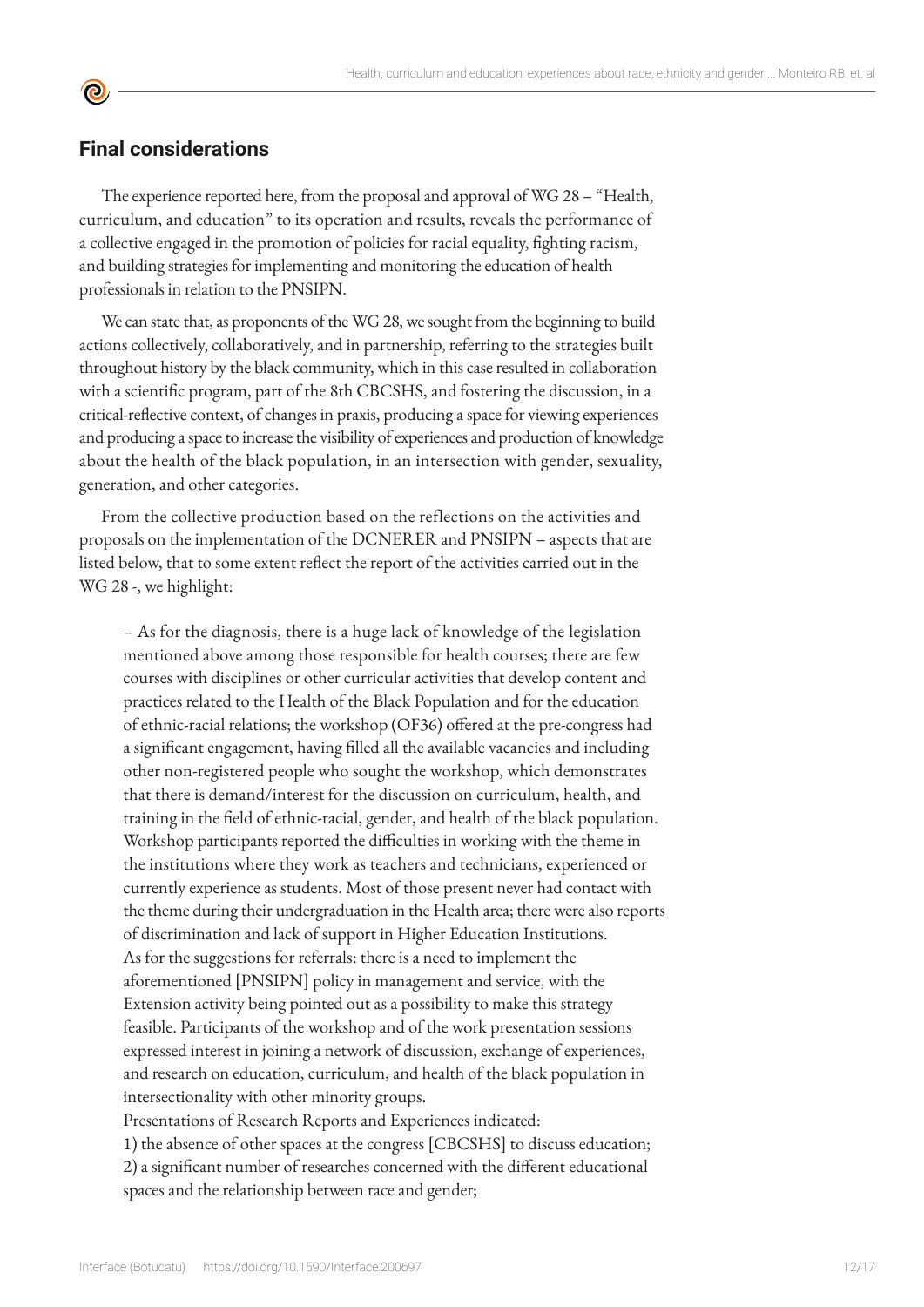## Final considerations

The experience reported here, from the proposal and approval of WG 28 – "Health, curriculum, and education" to its operation and results, reveals the performance of a collective engaged in the promotion of policies for racial equality, fighting racism, and building strategies for implementing and monitoring the education of health professionals in relation to the PNSIPN.

We can state that, as proponents of the WG 28, we sought from the beginning to build actions collectively, collaboratively, and in partnership, referring to the strategies built throughout history by the black community, which in this case resulted in collaboration with a scientific program, part of the 8th CBCSHS, and fostering the discussion, in a critical-reflective context, of changes in praxis, producing a space for viewing experiences and producing a space to increase the visibility of experiences and production of knowledge about the health of the black population, in an intersection with gender, sexuality, generation, and other categories.

From the collective production based on the reflections on the activities and proposals on the implementation of the DCNERER and PNSIPN – aspects that are listed below, that to some extent reflect the report of the activities carried out in the WG 28 -, we highlight:

> – As for the diagnosis, there is a huge lack of knowledge of the legislation mentioned above among those responsible for health courses; there are few courses with disciplines or other curricular activities that develop content and practices related to the Health of the Black Population and for the education of ethnic-racial relations; the workshop (OF36) offered at the pre-congress had a significant engagement, having filled all the available vacancies and including other non-registered people who sought the workshop, which demonstrates that there is demand/interest for the discussion on curriculum, health, and training in the field of ethnic-racial, gender, and health of the black population. Workshop participants reported the difficulties in working with the theme in the institutions where they work as teachers and technicians, experienced or currently experience as students. Most of those present never had contact with the theme during their undergraduation in the Health area; there were also reports of discrimination and lack of support in Higher Education Institutions.
> As for the suggestions for referrals: there is a need to implement the aforementioned [PNSIPN] policy in management and service, with the Extension activity being pointed out as a possibility to make this strategy feasible. Participants of the workshop and of the work presentation sessions expressed interest in joining a network of discussion, exchange of experiences, and research on education, curriculum, and health of the black population in intersectionality with other minority groups.
> Presentations of Research Reports and Experiences indicated:
> 1) the absence of other spaces at the congress [CBCSHS] to discuss education;
> 2) a significant number of researches concerned with the different educational spaces and the relationship between race and gender;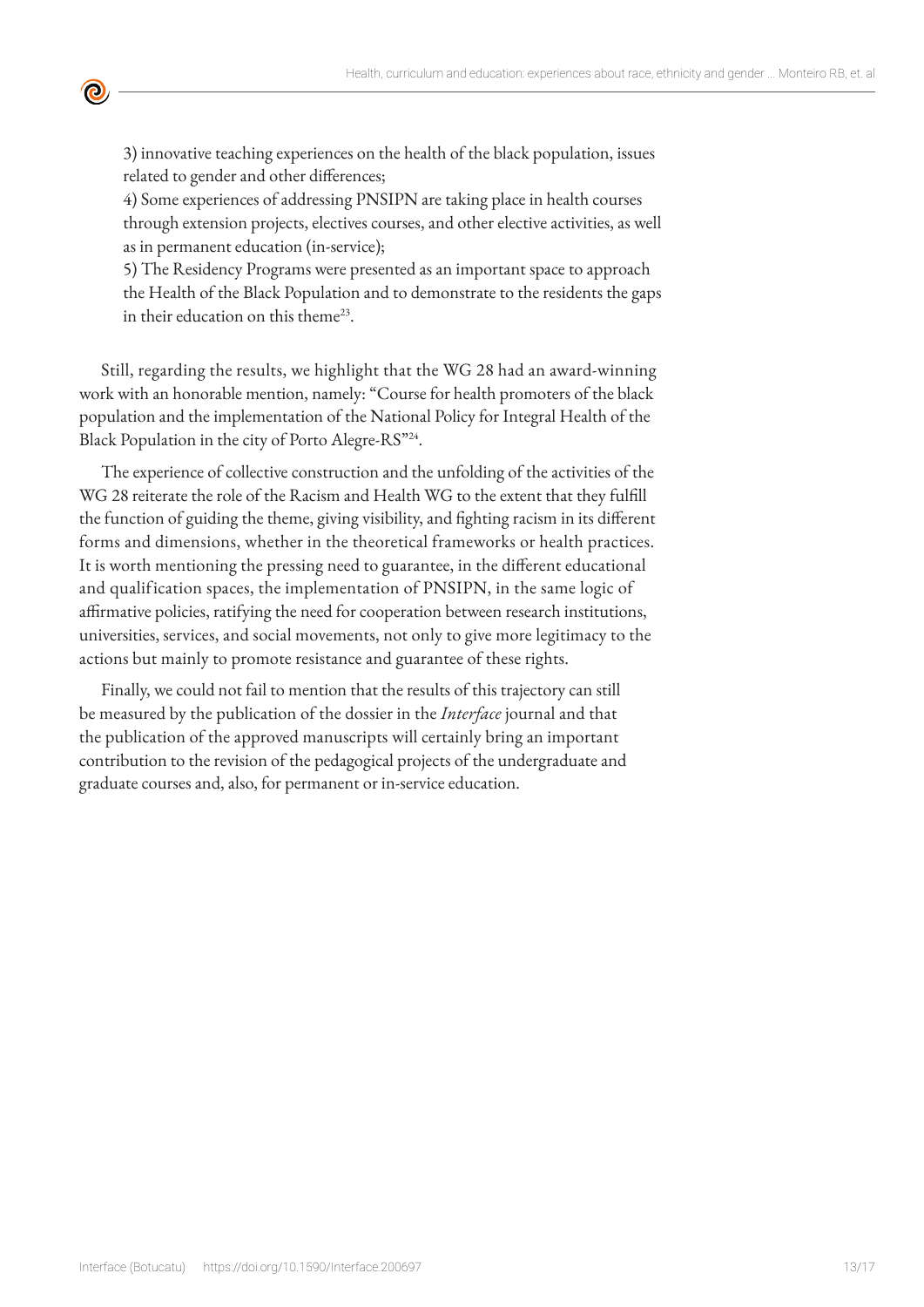3) innovative teaching experiences on the health of the black population, issues related to gender and other differences;
4) Some experiences of addressing PNSIPN are taking place in health courses through extension projects, electives courses, and other elective activities, as well as in permanent education (in-service);
5) The Residency Programs were presented as an important space to approach the Health of the Black Population and to demonstrate to the residents the gaps in their education on this theme[23].

Still, regarding the results, we highlight that the WG 28 had an award-winning work with an honorable mention, namely: "Course for health promoters of the black population and the implementation of the National Policy for Integral Health of the Black Population in the city of Porto Alegre-RS"[24].

The experience of collective construction and the unfolding of the activities of the WG 28 reiterate the role of the Racism and Health WG to the extent that they fulfill the function of guiding the theme, giving visibility, and fighting racism in its different forms and dimensions, whether in the theoretical frameworks or health practices. It is worth mentioning the pressing need to guarantee, in the different educational and qualification spaces, the implementation of PNSIPN, in the same logic of affirmative policies, ratifying the need for cooperation between research institutions, universities, services, and social movements, not only to give more legitimacy to the actions but mainly to promote resistance and guarantee of these rights.

Finally, we could not fail to mention that the results of this trajectory can still be measured by the publication of the dossier in the *Interface* journal and that the publication of the approved manuscripts will certainly bring an important contribution to the revision of the pedagogical projects of the undergraduate and graduate courses and, also, for permanent or in-service education.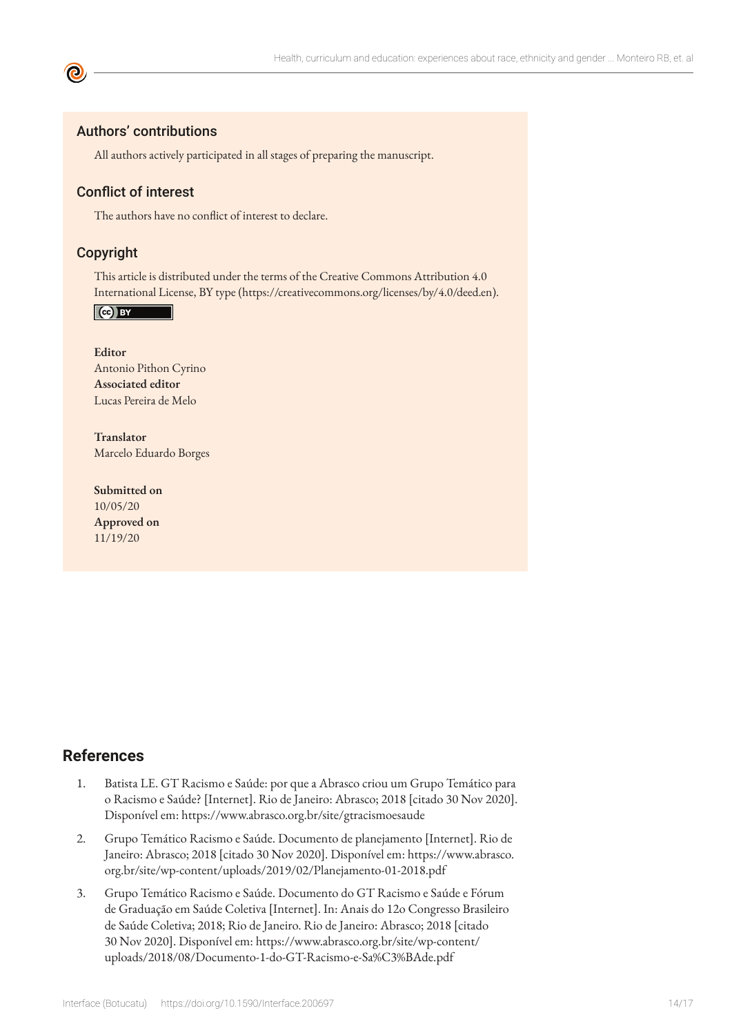## Authors' contributions

All authors actively participated in all stages of preparing the manuscript.

## Conflict of interest

The authors have no conflict of interest to declare.

## Copyright

This article is distributed under the terms of the Creative Commons Attribution 4.0 International License, BY type (https://creativecommons.org/licenses/by/4.0/deed.en).

**Editor**
Antonio Pithon Cyrino
**Associated editor**
Lucas Pereira de Melo

**Translator**
Marcelo Eduardo Borges

**Submitted on**
10/05/20
**Approved on**
11/19/20

## References

1. Batista LE. GT Racismo e Saúde: por que a Abrasco criou um Grupo Temático para o Racismo e Saúde? [Internet]. Rio de Janeiro: Abrasco; 2018 [citado 30 Nov 2020]. Disponível em: https://www.abrasco.org.br/site/gtracismoesaude
2. Grupo Temático Racismo e Saúde. Documento de planejamento [Internet]. Rio de Janeiro: Abrasco; 2018 [citado 30 Nov 2020]. Disponível em: https://www.abrasco.org.br/site/wp-content/uploads/2019/02/Planejamento-01-2018.pdf
3. Grupo Temático Racismo e Saúde. Documento do GT Racismo e Saúde e Fórum de Graduação em Saúde Coletiva [Internet]. In: Anais do 12o Congresso Brasileiro de Saúde Coletiva; 2018; Rio de Janeiro. Rio de Janeiro: Abrasco; 2018 [citado 30 Nov 2020]. Disponível em: https://www.abrasco.org.br/site/wp-content/uploads/2018/08/Documento-1-do-GT-Racismo-e-Sa%C3%BAde.pdf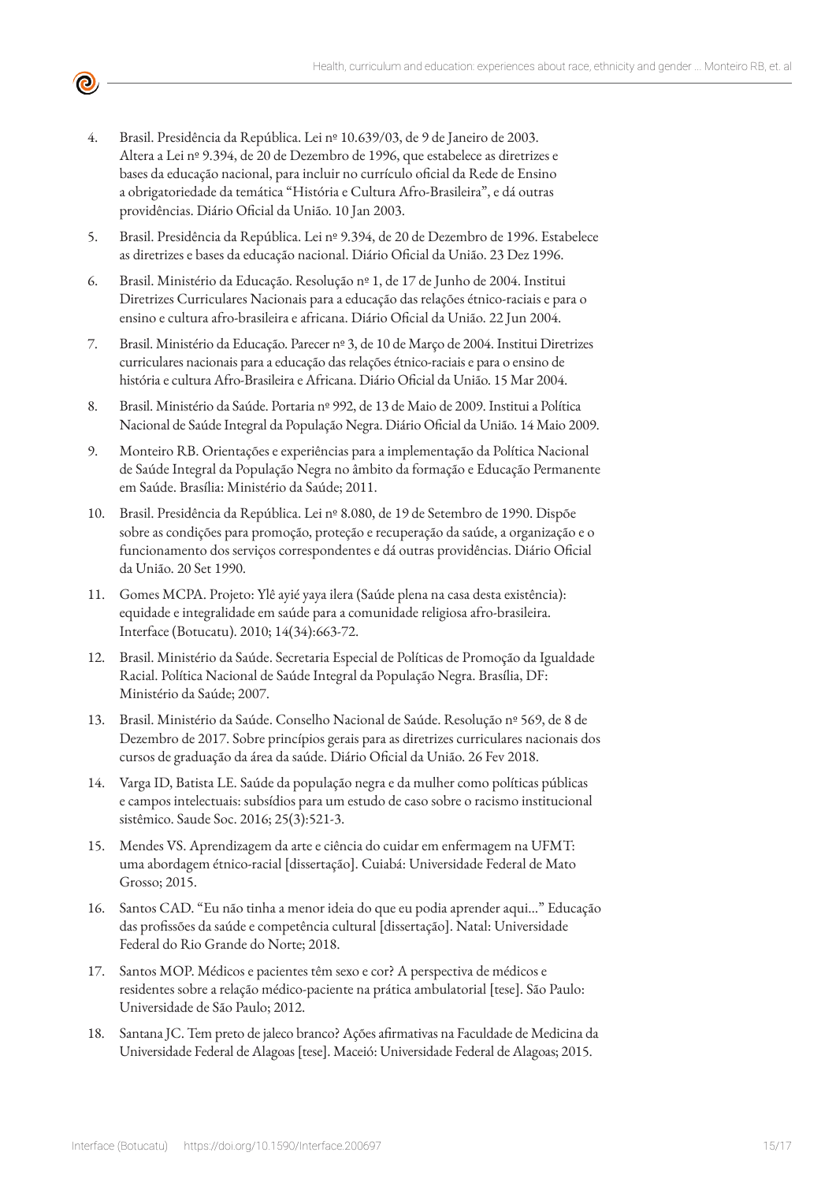4. Brasil. Presidência da República. Lei nº 10.639/03, de 9 de Janeiro de 2003. Altera a Lei nº 9.394, de 20 de Dezembro de 1996, que estabelece as diretrizes e bases da educação nacional, para incluir no currículo oficial da Rede de Ensino a obrigatoriedade da temática "História e Cultura Afro-Brasileira", e dá outras providências. Diário Oficial da União. 10 Jan 2003.

5. Brasil. Presidência da República. Lei nº 9.394, de 20 de Dezembro de 1996. Estabelece as diretrizes e bases da educação nacional. Diário Oficial da União. 23 Dez 1996.

6. Brasil. Ministério da Educação. Resolução nº 1, de 17 de Junho de 2004. Institui Diretrizes Curriculares Nacionais para a educação das relações étnico-raciais e para o ensino e cultura afro-brasileira e africana. Diário Oficial da União. 22 Jun 2004.

7. Brasil. Ministério da Educação. Parecer nº 3, de 10 de Março de 2004. Institui Diretrizes curriculares nacionais para a educação das relações étnico-raciais e para o ensino de história e cultura Afro-Brasileira e Africana. Diário Oficial da União. 15 Mar 2004.

8. Brasil. Ministério da Saúde. Portaria nº 992, de 13 de Maio de 2009. Institui a Política Nacional de Saúde Integral da População Negra. Diário Oficial da União. 14 Maio 2009.

9. Monteiro RB. Orientações e experiências para a implementação da Política Nacional de Saúde Integral da População Negra no âmbito da formação e Educação Permanente em Saúde. Brasília: Ministério da Saúde; 2011.

10. Brasil. Presidência da República. Lei nº 8.080, de 19 de Setembro de 1990. Dispõe sobre as condições para promoção, proteção e recuperação da saúde, a organização e o funcionamento dos serviços correspondentes e dá outras providências. Diário Oficial da União. 20 Set 1990.

11. Gomes MCPA. Projeto: Ylê ayié yaya ilera (Saúde plena na casa desta existência): equidade e integralidade em saúde para a comunidade religiosa afro-brasileira. Interface (Botucatu). 2010; 14(34):663-72.

12. Brasil. Ministério da Saúde. Secretaria Especial de Políticas de Promoção da Igualdade Racial. Política Nacional de Saúde Integral da População Negra. Brasília, DF: Ministério da Saúde; 2007.

13. Brasil. Ministério da Saúde. Conselho Nacional de Saúde. Resolução nº 569, de 8 de Dezembro de 2017. Sobre princípios gerais para as diretrizes curriculares nacionais dos cursos de graduação da área da saúde. Diário Oficial da União. 26 Fev 2018.

14. Varga ID, Batista LE. Saúde da população negra e da mulher como políticas públicas e campos intelectuais: subsídios para um estudo de caso sobre o racismo institucional sistêmico. Saude Soc. 2016; 25(3):521-3.

15. Mendes VS. Aprendizagem da arte e ciência do cuidar em enfermagem na UFMT: uma abordagem étnico-racial [dissertação]. Cuiabá: Universidade Federal de Mato Grosso; 2015.

16. Santos CAD. "Eu não tinha a menor ideia do que eu podia aprender aqui..." Educação das profissões da saúde e competência cultural [dissertação]. Natal: Universidade Federal do Rio Grande do Norte; 2018.

17. Santos MOP. Médicos e pacientes têm sexo e cor? A perspectiva de médicos e residentes sobre a relação médico-paciente na prática ambulatorial [tese]. São Paulo: Universidade de São Paulo; 2012.

18. Santana JC. Tem preto de jaleco branco? Ações afirmativas na Faculdade de Medicina da Universidade Federal de Alagoas [tese]. Maceió: Universidade Federal de Alagoas; 2015.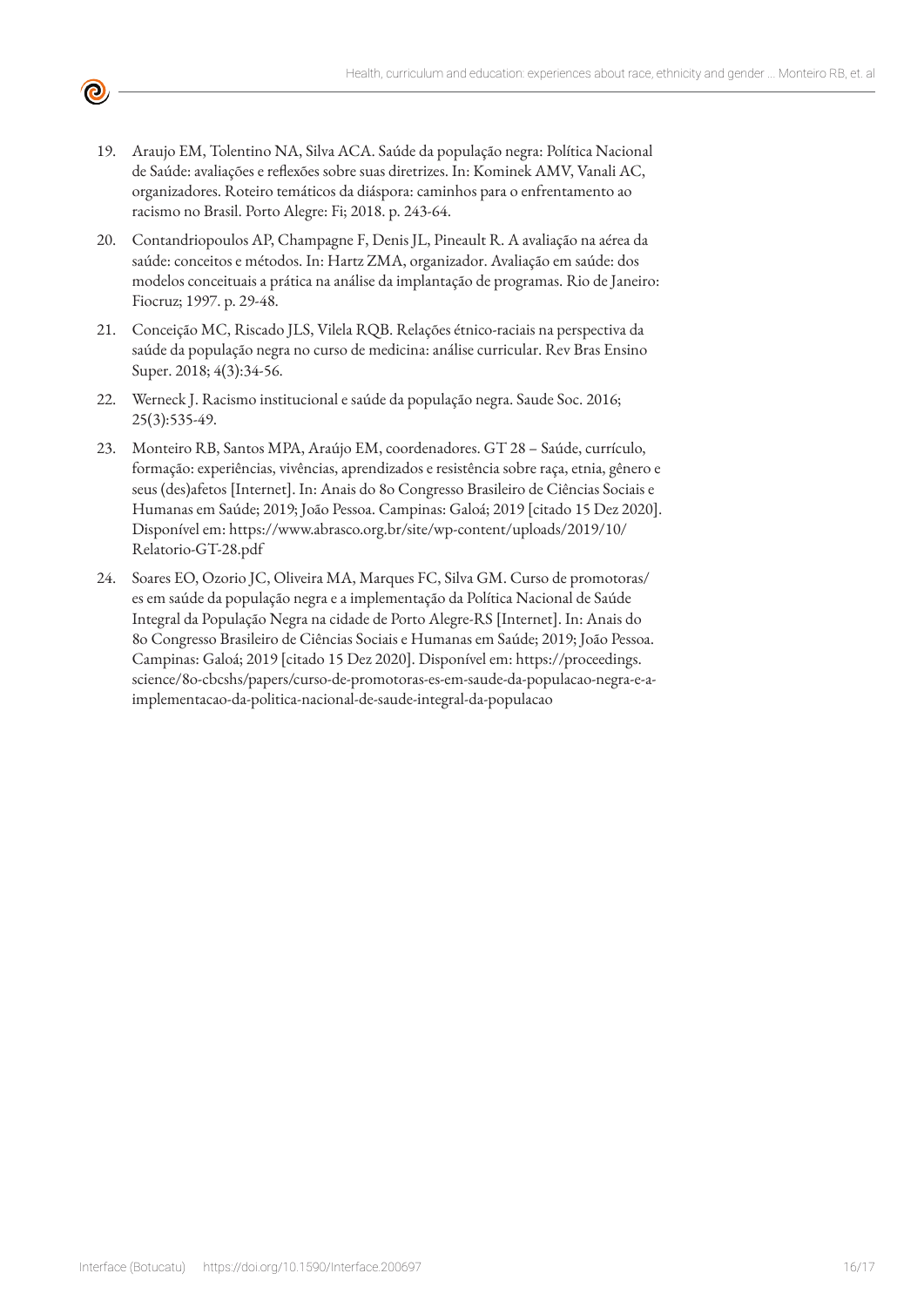19. Araujo EM, Tolentino NA, Silva ACA. Saúde da população negra: Política Nacional de Saúde: avaliações e reflexões sobre suas diretrizes. In: Kominek AMV, Vanali AC, organizadores. Roteiro temáticos da diáspora: caminhos para o enfrentamento ao racismo no Brasil. Porto Alegre: Fi; 2018. p. 243-64.

20. Contandriopoulos AP, Champagne F, Denis JL, Pineault R. A avaliação na aérea da saúde: conceitos e métodos. In: Hartz ZMA, organizador. Avaliação em saúde: dos modelos conceituais a prática na análise da implantação de programas. Rio de Janeiro: Fiocruz; 1997. p. 29-48.

21. Conceição MC, Riscado JLS, Vilela RQB. Relações étnico-raciais na perspectiva da saúde da população negra no curso de medicina: análise curricular. Rev Bras Ensino Super. 2018; 4(3):34-56.

22. Werneck J. Racismo institucional e saúde da população negra. Saude Soc. 2016; 25(3):535-49.

23. Monteiro RB, Santos MPA, Araújo EM, coordenadores. GT 28 – Saúde, currículo, formação: experiências, vivências, aprendizados e resistência sobre raça, etnia, gênero e seus (des)afetos [Internet]. In: Anais do 8o Congresso Brasileiro de Ciências Sociais e Humanas em Saúde; 2019; João Pessoa. Campinas: Galoá; 2019 [citado 15 Dez 2020]. Disponível em: https://www.abrasco.org.br/site/wp-content/uploads/2019/10/Relatorio-GT-28.pdf

24. Soares EO, Ozorio JC, Oliveira MA, Marques FC, Silva GM. Curso de promotoras/es em saúde da população negra e a implementação da Política Nacional de Saúde Integral da População Negra na cidade de Porto Alegre-RS [Internet]. In: Anais do 8o Congresso Brasileiro de Ciências Sociais e Humanas em Saúde; 2019; João Pessoa. Campinas: Galoá; 2019 [citado 15 Dez 2020]. Disponível em: https://proceedings.science/8o-cbcshs/papers/curso-de-promotoras-es-em-saude-da-populacao-negra-e-a-implementacao-da-politica-nacional-de-saude-integral-da-populacao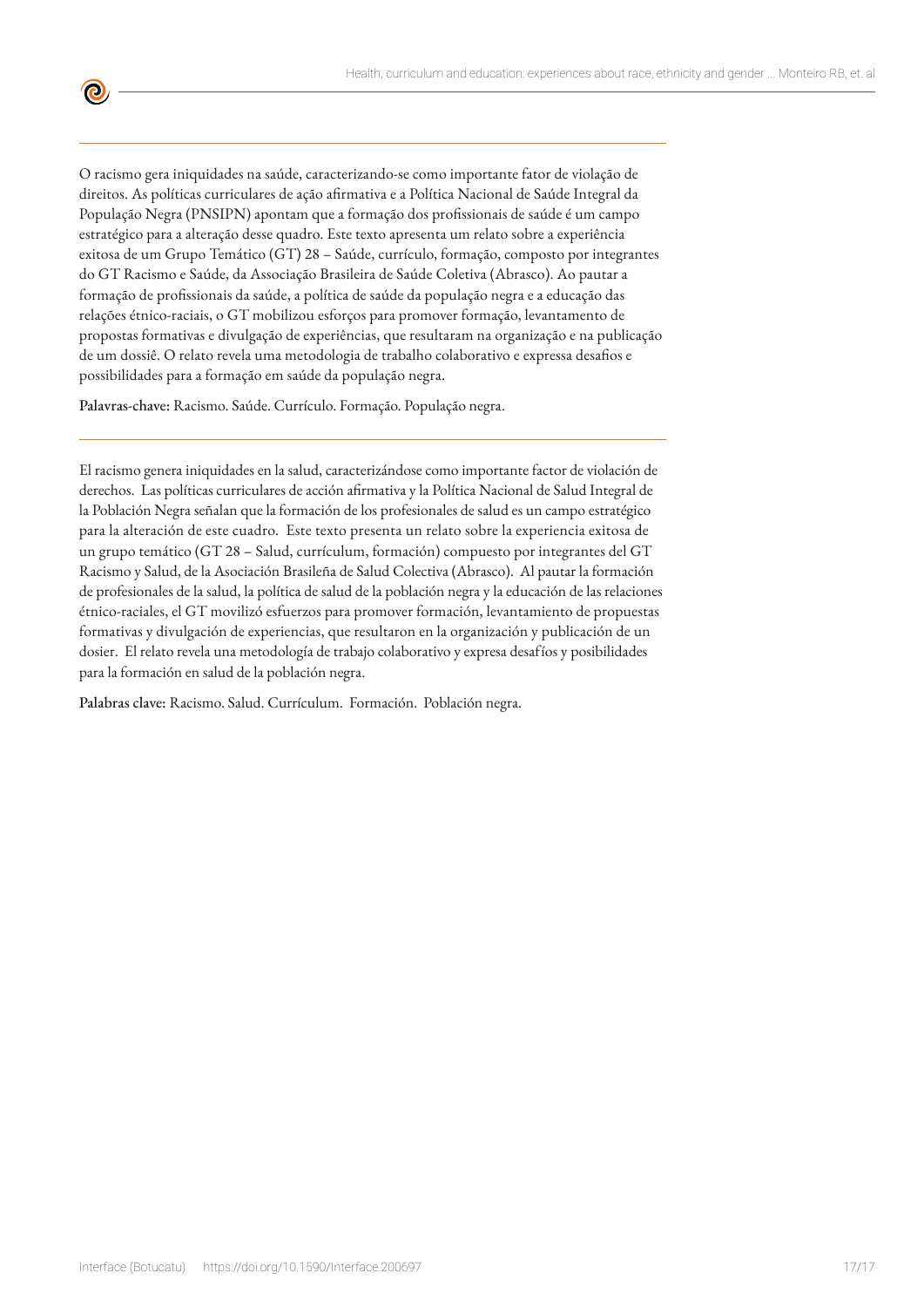O racismo gera iniquidades na saúde, caracterizando-se como importante fator de violação de direitos. As políticas curriculares de ação afirmativa e a Política Nacional de Saúde Integral da População Negra (PNSIPN) apontam que a formação dos profissionais de saúde é um campo estratégico para a alteração desse quadro. Este texto apresenta um relato sobre a experiência exitosa de um Grupo Temático (GT) 28 – Saúde, currículo, formação, composto por integrantes do GT Racismo e Saúde, da Associação Brasileira de Saúde Coletiva (Abrasco). Ao pautar a formação de profissionais da saúde, a política de saúde da população negra e a educação das relações étnico-raciais, o GT mobilizou esforços para promover formação, levantamento de propostas formativas e divulgação de experiências, que resultaram na organização e na publicação de um dossiê. O relato revela uma metodologia de trabalho colaborativo e expressa desafios e possibilidades para a formação em saúde da população negra.

Palavras-chave: Racismo. Saúde. Currículo. Formação. População negra.

---

El racismo genera iniquidades en la salud, caracterizándose como importante factor de violación de derechos. Las políticas curriculares de acción afirmativa y la Política Nacional de Salud Integral de la Población Negra señalan que la formación de los profesionales de salud es un campo estratégico para la alteración de este cuadro. Este texto presenta un relato sobre la experiencia exitosa de un grupo temático (GT 28 – Salud, currículum, formación) compuesto por integrantes del GT Racismo y Salud, de la Asociación Brasileña de Salud Colectiva (Abrasco). Al pautar la formación de profesionales de la salud, la política de salud de la población negra y la educación de las relaciones étnico-raciales, el GT movilizó esfuerzos para promover formación, levantamiento de propuestas formativas y divulgación de experiencias, que resultaron en la organización y publicación de un dosier. El relato revela una metodología de trabajo colaborativo y expresa desafíos y posibilidades para la formación en salud de la población negra.

Palabras clave: Racismo. Salud. Currículum. Formación. Población negra.